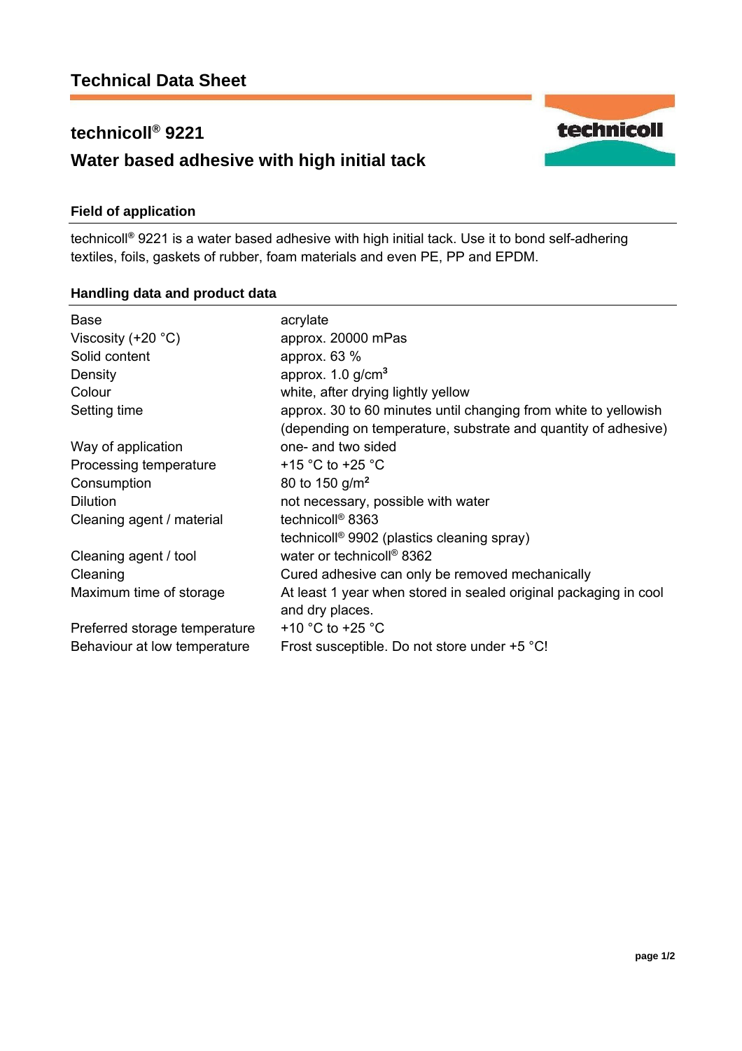# Technical Data Sheet

## technicoll® 9221

## Water based adhesive with high initial tack

### Field of application

technicoll® 9221 is a water based adhesive with high initial tack. Use it to bond self-adhering textiles, foils, gaskets of rubber, foam materials and even PE, PP and EPDM.

### Handling data and product data

| | |
|---|---|
| Base | acrylate |
| Viscosity (+20 °C) | approx. 20000 mPas |
| Solid content | approx. 63 % |
| Density | approx. 1.0 g/cm³ |
| Colour | white, after drying lightly yellow |
| Setting time | approx. 30 to 60 minutes until changing from white to yellowish (depending on temperature, substrate and quantity of adhesive) |
| Way of application | one- and two sided |
| Processing temperature | +15 °C to +25 °C |
| Consumption | 80 to 150 g/m² |
| Dilution | not necessary, possible with water |
| Cleaning agent / material | technicoll® 8363<br>technicoll® 9902 (plastics cleaning spray) |
| Cleaning agent / tool | water or technicoll® 8362 |
| Cleaning | Cured adhesive can only be removed mechanically |
| Maximum time of storage | At least 1 year when stored in sealed original packaging in cool and dry places. |
| Preferred storage temperature | +10 °C to +25 °C |
| Behaviour at low temperature | Frost susceptible. Do not store under +5 °C! |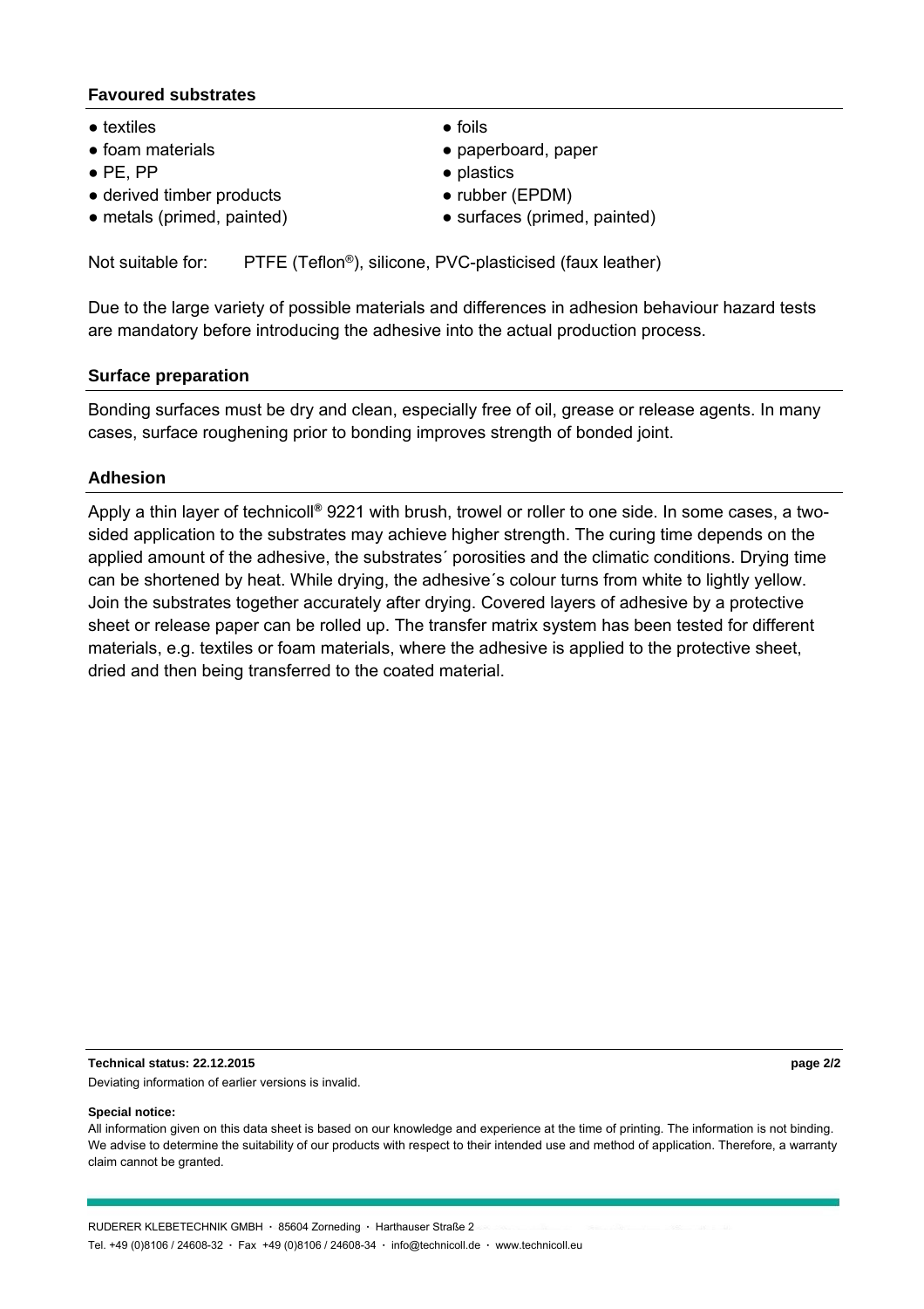## Favoured substrates

- textiles
- foam materials
- PE, PP
- derived timber products
- metals (primed, painted)
- foils
- paperboard, paper
- plastics
- rubber (EPDM)
- surfaces (primed, painted)

Not suitable for: PTFE (Teflon®), silicone, PVC-plasticised (faux leather)

Due to the large variety of possible materials and differences in adhesion behaviour hazard tests are mandatory before introducing the adhesive into the actual production process.

## Surface preparation

Bonding surfaces must be dry and clean, especially free of oil, grease or release agents. In many cases, surface roughening prior to bonding improves strength of bonded joint.

## Adhesion

Apply a thin layer of technicoll® 9221 with brush, trowel or roller to one side. In some cases, a two-sided application to the substrates may achieve higher strength. The curing time depends on the applied amount of the adhesive, the substrates´ porosities and the climatic conditions. Drying time can be shortened by heat. While drying, the adhesive´s colour turns from white to lightly yellow. Join the substrates together accurately after drying. Covered layers of adhesive by a protective sheet or release paper can be rolled up. The transfer matrix system has been tested for different materials, e.g. textiles or foam materials, where the adhesive is applied to the protective sheet, dried and then being transferred to the coated material.

**Technical status: 22.12.2015**

Deviating information of earlier versions is invalid.

**Special notice:**

All information given on this data sheet is based on our knowledge and experience at the time of printing. The information is not binding. We advise to determine the suitability of our products with respect to their intended use and method of application. Therefore, a warranty claim cannot be granted.

RUDERER KLEBETECHNIK GMBH · 85604 Zorneding · Harthauser Straße 2

Tel. +49 (0)8106 / 24608-32 · Fax +49 (0)8106 / 24608-34 · info@technicoll.de · www.technicoll.eu